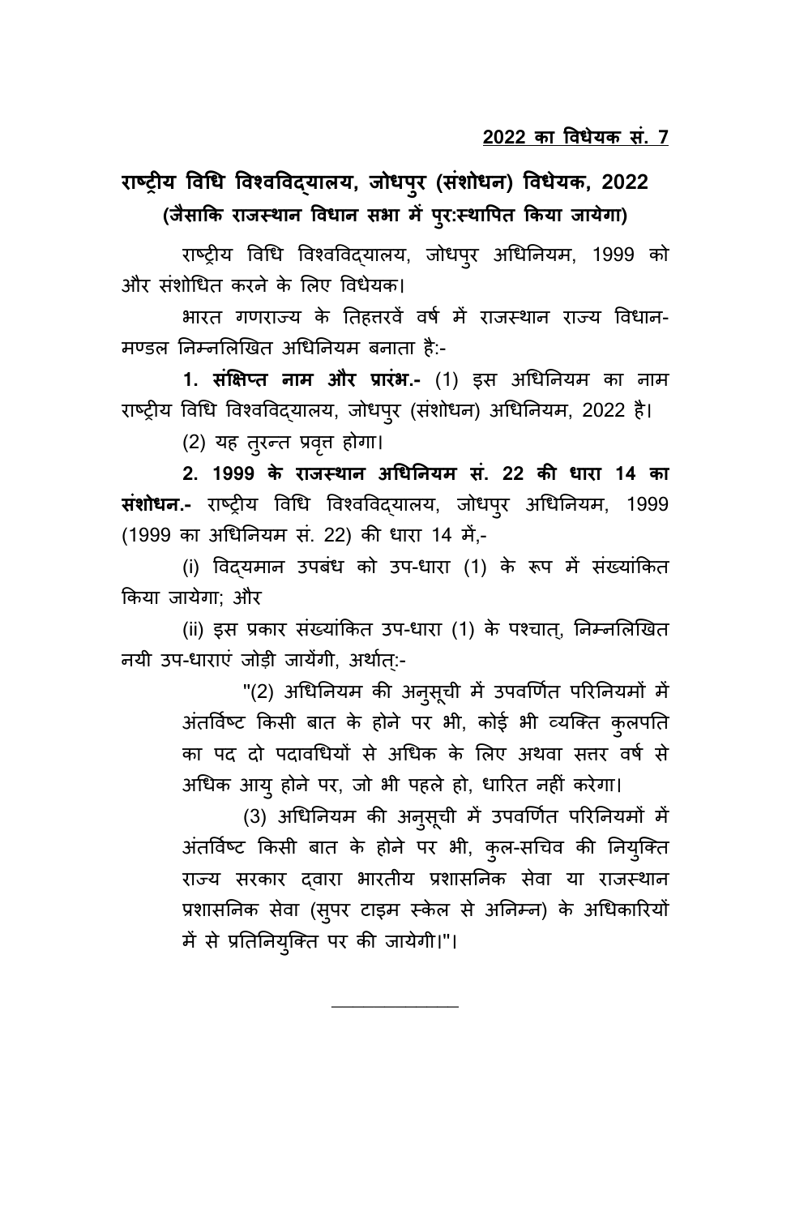**<u>2022 का विधेयक सं. 7</u>**

# राष्ट्रीय विधि विश्वविद्यालय, जोधपुर (संशोधन) विधेयक, 2022

**(जैसाकि राजस्थान विधान सभा में पुर:स्थापित किया जायेगा)**

राष्ट्रीय विधि विश्वविद्यालय, जोधपुर अधिनियम, 1999 को और संशोधित करने के लिए विधेयक।

भारत गणराज्य के तिहत्तरवें वर्ष में राजस्थान राज्य विधान-मण्डल निम्नलिखित अधिनियम बनाता है:-

**1. संक्षिप्त नाम और प्रारंभ.-** (1) इस अधिनियम का नाम राष्ट्रीय विधि विश्वविद्यालय, जोधपुर (संशोधन) अधिनियम, 2022 है।

(2) यह तुरन्त प्रवृत्त होगा।

**2. 1999 के राजस्थान अधिनियम सं. 22 की धारा 14 का संशोधन.-** राष्ट्रीय विधि विश्वविद्यालय, जोधपुर अधिनियम, 1999 (1999 का अधिनियम सं. 22) की धारा 14 में,-

(i) विद्यमान उपबंध को उप-धारा (1) के रूप में संख्यांकित किया जायेगा; और

(ii) इस प्रकार संख्यांकित उप-धारा (1) के पश्चात्, निम्नलिखित नयी उप-धाराएं जोड़ी जायेंगी, अर्थात्:-

> "(2) अधिनियम की अनुसूची में उपवर्णित परिनियमों में अंतर्विष्ट किसी बात के होने पर भी, कोई भी व्यक्ति कुलपति का पद दो पदावधियों से अधिक के लिए अथवा सत्तर वर्ष से अधिक आयु होने पर, जो भी पहले हो, धारित नहीं करेगा।
>
> (3) अधिनियम की अनुसूची में उपवर्णित परिनियमों में अंतर्विष्ट किसी बात के होने पर भी, कुल-सचिव की नियुक्ति राज्य सरकार द्वारा भारतीय प्रशासनिक सेवा या राजस्थान प्रशासनिक सेवा (सुपर टाइम स्केल से अनिम्न) के अधिकारियों में से प्रतिनियुक्ति पर की जायेगी।"।

---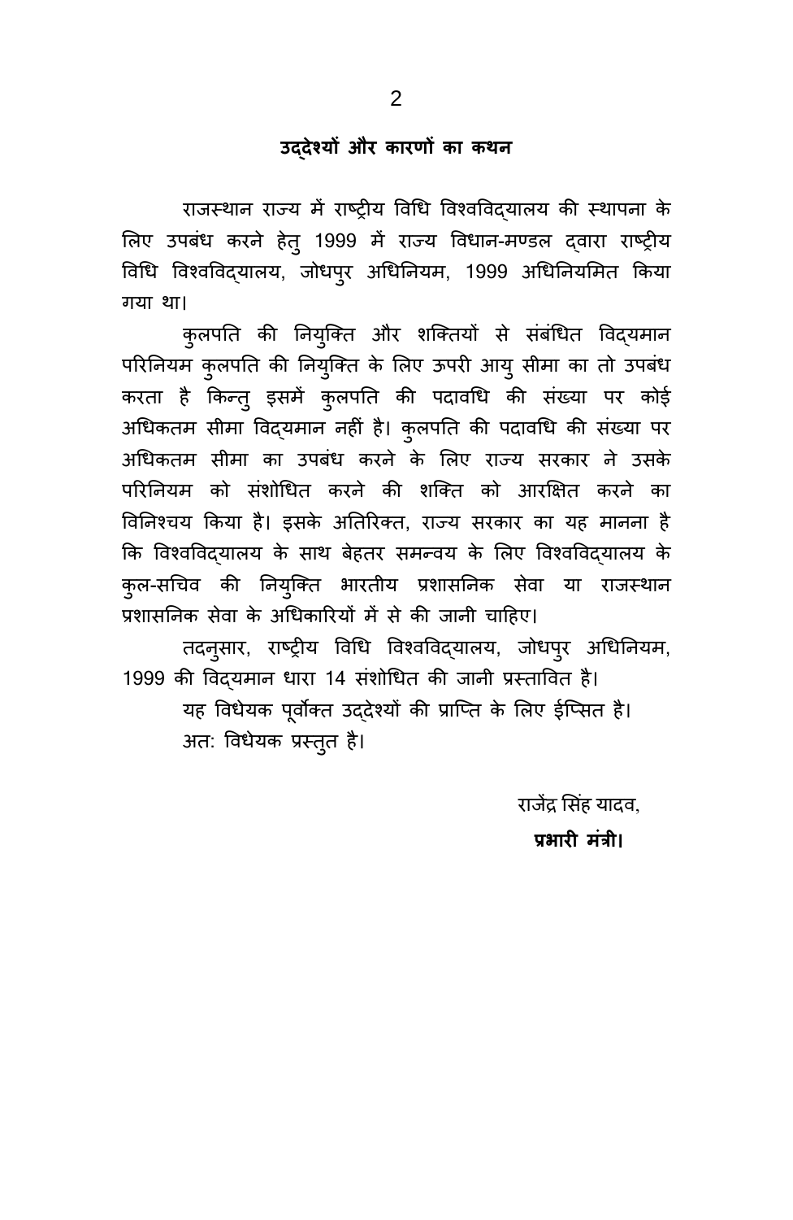## उद्देश्यों और कारणों का कथन

राजस्थान राज्य में राष्ट्रीय विधि विश्वविद्यालय की स्थापना के लिए उपबंध करने हेतु 1999 में राज्य विधान-मण्डल द्वारा राष्ट्रीय विधि विश्वविद्यालय, जोधपुर अधिनियम, 1999 अधिनियमित किया गया था।

कुलपति की नियुक्ति और शक्तियों से संबंधित विद्यमान परिनियम कुलपति की नियुक्ति के लिए ऊपरी आयु सीमा का तो उपबंध करता है किन्तु इसमें कुलपति की पदावधि की संख्या पर कोई अधिकतम सीमा विद्यमान नहीं है। कुलपति की पदावधि की संख्या पर अधिकतम सीमा का उपबंध करने के लिए राज्य सरकार ने उसके परिनियम को संशोधित करने की शक्ति को आरक्षित करने का विनिश्चय किया है। इसके अतिरिक्त, राज्य सरकार का यह मानना है कि विश्वविद्यालय के साथ बेहतर समन्वय के लिए विश्वविद्यालय के कुल-सचिव की नियुक्ति भारतीय प्रशासनिक सेवा या राजस्थान प्रशासनिक सेवा के अधिकारियों में से की जानी चाहिए।

तदनुसार, राष्ट्रीय विधि विश्वविद्यालय, जोधपुर अधिनियम, 1999 की विद्यमान धारा 14 संशोधित की जानी प्रस्तावित है।

यह विधेयक पूर्वोक्त उद्देश्यों की प्राप्ति के लिए ईप्सित है।

अत: विधेयक प्रस्तुत है।

राजेंद्र सिंह यादव,

**प्रभारी मंत्री।**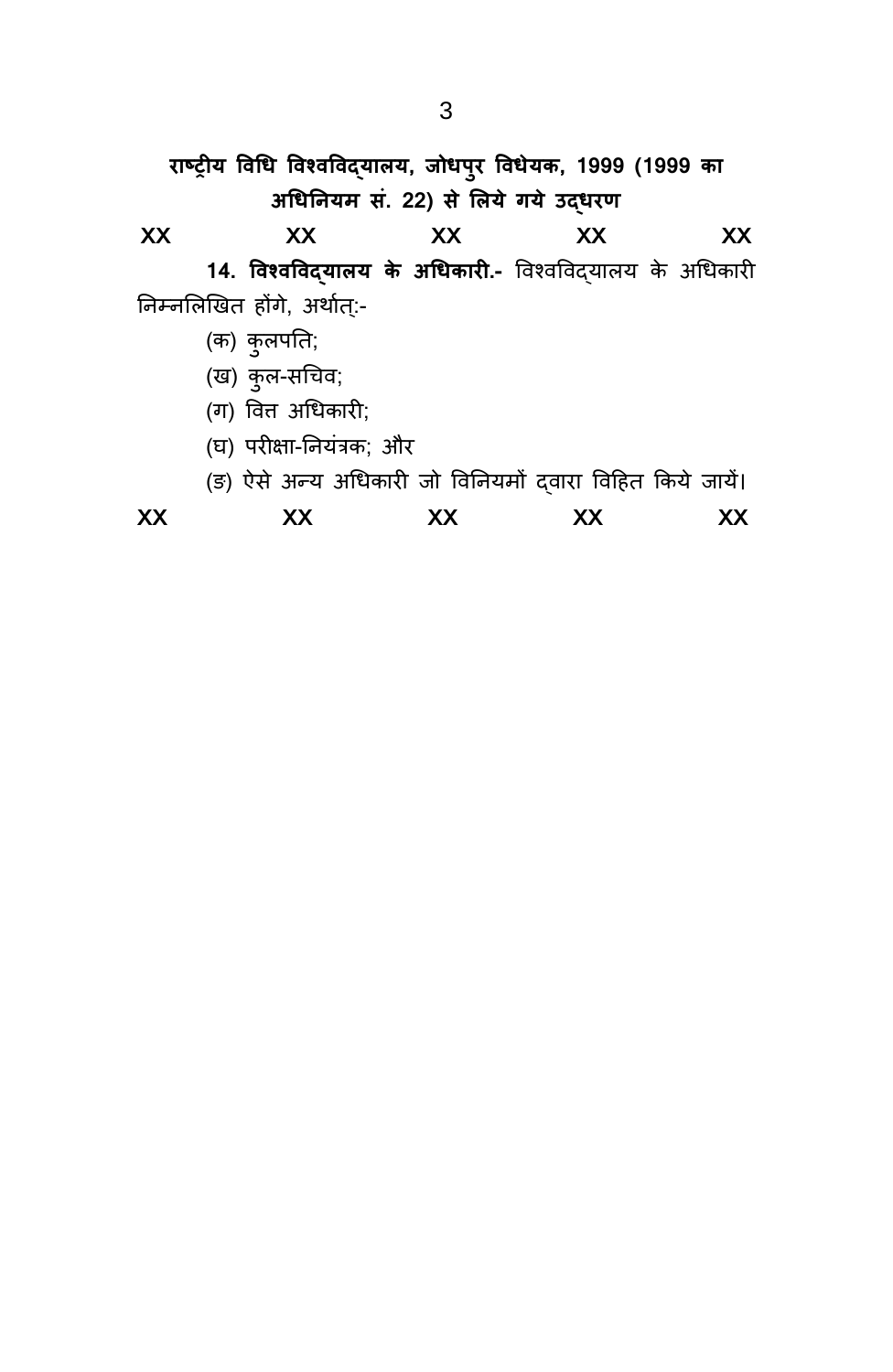**राष्ट्रीय विधि विश्वविद्यालय, जोधपुर विधेयक, 1999 (1999 का अधिनियम सं. 22) से लिये गये उद्धरण**

XX XX XX XX XX

**14. विश्वविद्यालय के अधिकारी.-** विश्वविद्यालय के अधिकारी निम्नलिखित होंगे, अर्थात्:-

(क) कुलपति;

(ख) कुल-सचिव;

(ग) वित्त अधिकारी;

(घ) परीक्षा-नियंत्रक; और

(ङ) ऐसे अन्य अधिकारी जो विनियमों द्वारा विहित किये जायें।

XX XX XX XX XX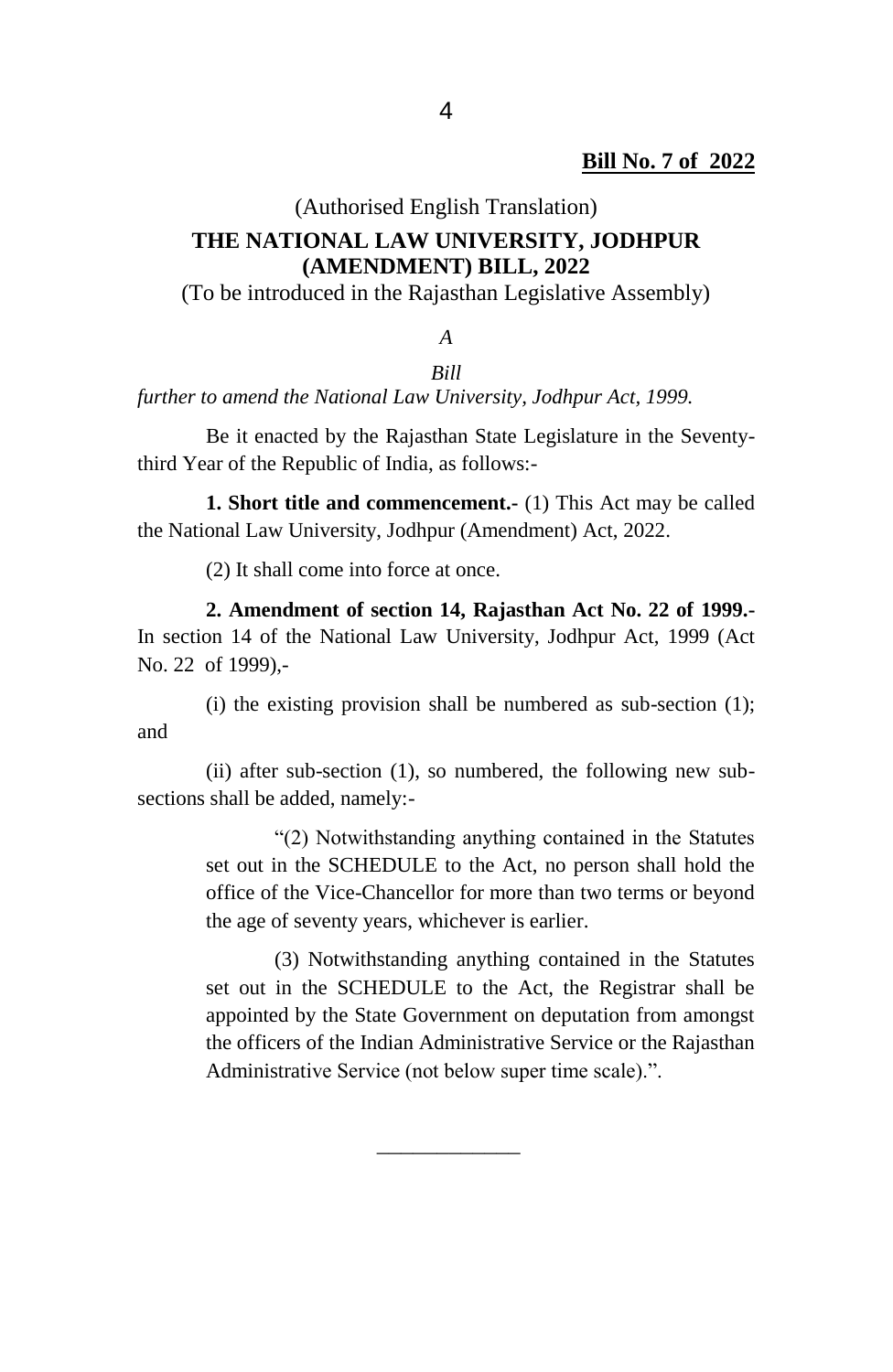**Bill No. 7 of 2022**

(Authorised English Translation)

# THE NATIONAL LAW UNIVERSITY, JODHPUR (AMENDMENT) BILL, 2022

(To be introduced in the Rajasthan Legislative Assembly)

*A*

*Bill*

*further to amend the National Law University, Jodhpur Act, 1999.*

Be it enacted by the Rajasthan State Legislature in the Seventy-third Year of the Republic of India, as follows:-

**1. Short title and commencement.-** (1) This Act may be called the National Law University, Jodhpur (Amendment) Act, 2022.

(2) It shall come into force at once.

**2. Amendment of section 14, Rajasthan Act No. 22 of 1999.-** In section 14 of the National Law University, Jodhpur Act, 1999 (Act No. 22 of 1999),-

(i) the existing provision shall be numbered as sub-section (1); and

(ii) after sub-section (1), so numbered, the following new sub-sections shall be added, namely:-

> "(2) Notwithstanding anything contained in the Statutes set out in the SCHEDULE to the Act, no person shall hold the office of the Vice-Chancellor for more than two terms or beyond the age of seventy years, whichever is earlier.
>
> (3) Notwithstanding anything contained in the Statutes set out in the SCHEDULE to the Act, the Registrar shall be appointed by the State Government on deputation from amongst the officers of the Indian Administrative Service or the Rajasthan Administrative Service (not below super time scale).".

---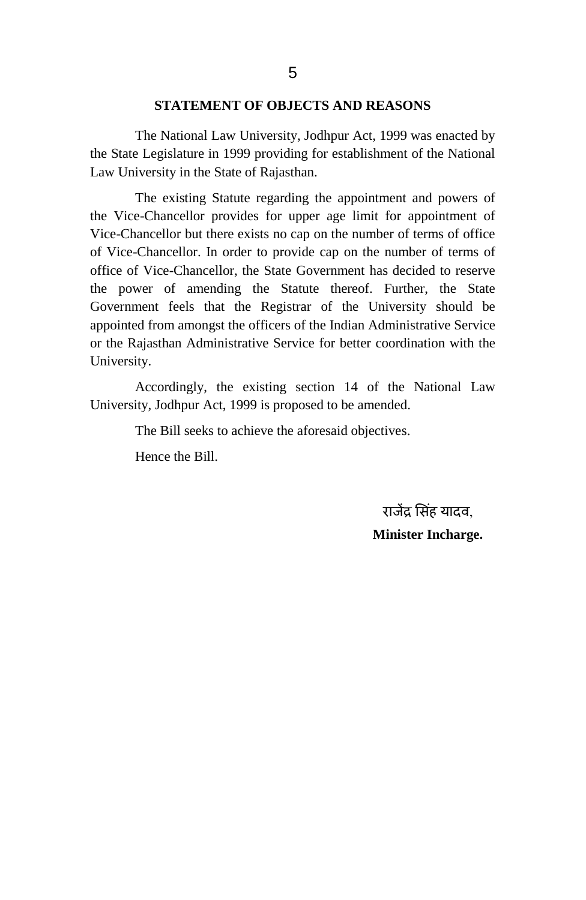## STATEMENT OF OBJECTS AND REASONS

The National Law University, Jodhpur Act, 1999 was enacted by the State Legislature in 1999 providing for establishment of the National Law University in the State of Rajasthan.

The existing Statute regarding the appointment and powers of the Vice-Chancellor provides for upper age limit for appointment of Vice-Chancellor but there exists no cap on the number of terms of office of Vice-Chancellor. In order to provide cap on the number of terms of office of Vice-Chancellor, the State Government has decided to reserve the power of amending the Statute thereof. Further, the State Government feels that the Registrar of the University should be appointed from amongst the officers of the Indian Administrative Service or the Rajasthan Administrative Service for better coordination with the University.

Accordingly, the existing section 14 of the National Law University, Jodhpur Act, 1999 is proposed to be amended.

The Bill seeks to achieve the aforesaid objectives.

Hence the Bill.

राजेंद्र सिंह यादव,

**Minister Incharge.**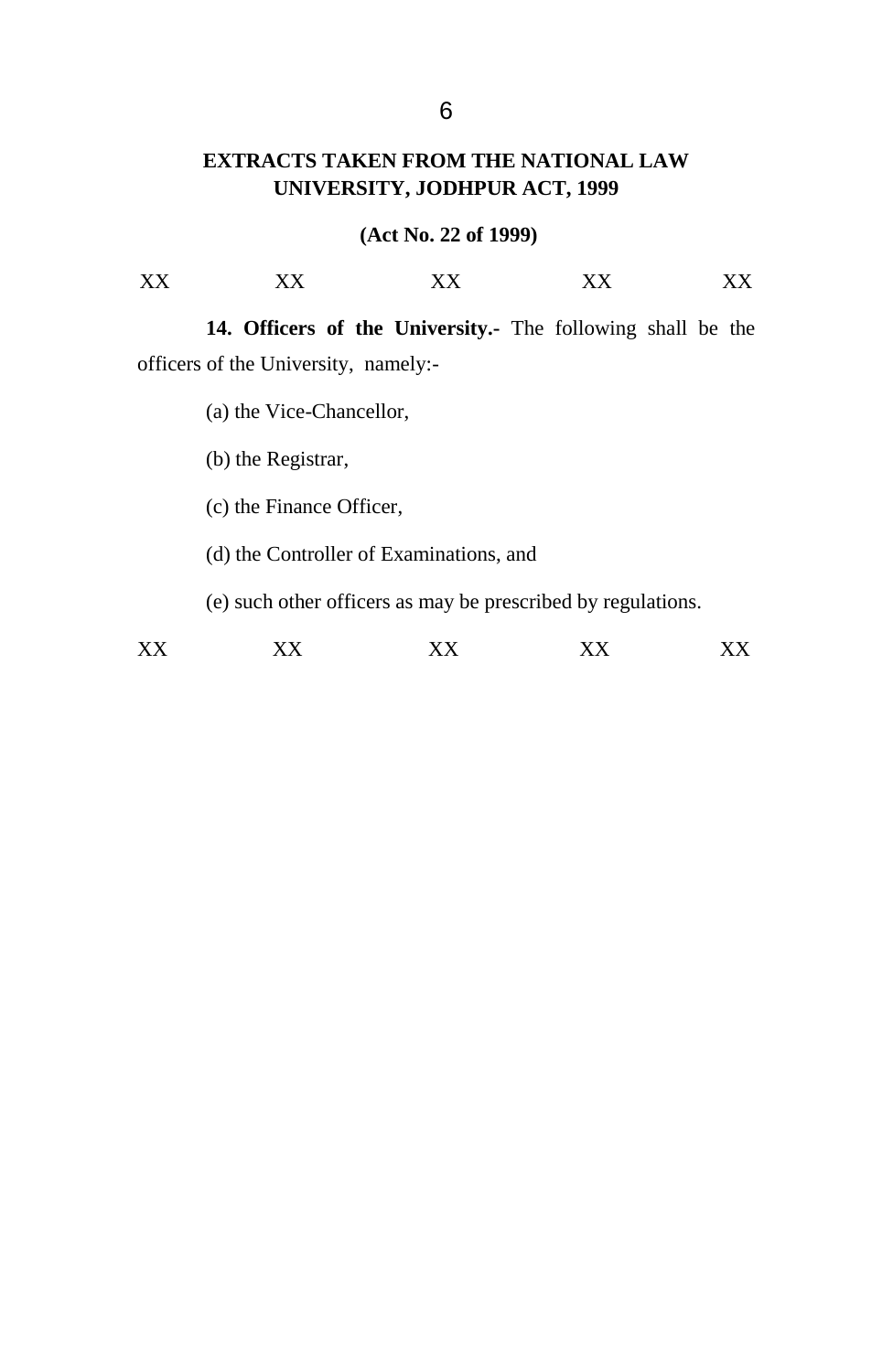**EXTRACTS TAKEN FROM THE NATIONAL LAW UNIVERSITY, JODHPUR ACT, 1999**

**(Act No. 22 of 1999)**

XX XX XX XX XX

**14. Officers of the University.-** The following shall be the officers of the University, namely:-

(a) the Vice-Chancellor,

(b) the Registrar,

(c) the Finance Officer,

(d) the Controller of Examinations, and

(e) such other officers as may be prescribed by regulations.

XX XX XX XX XX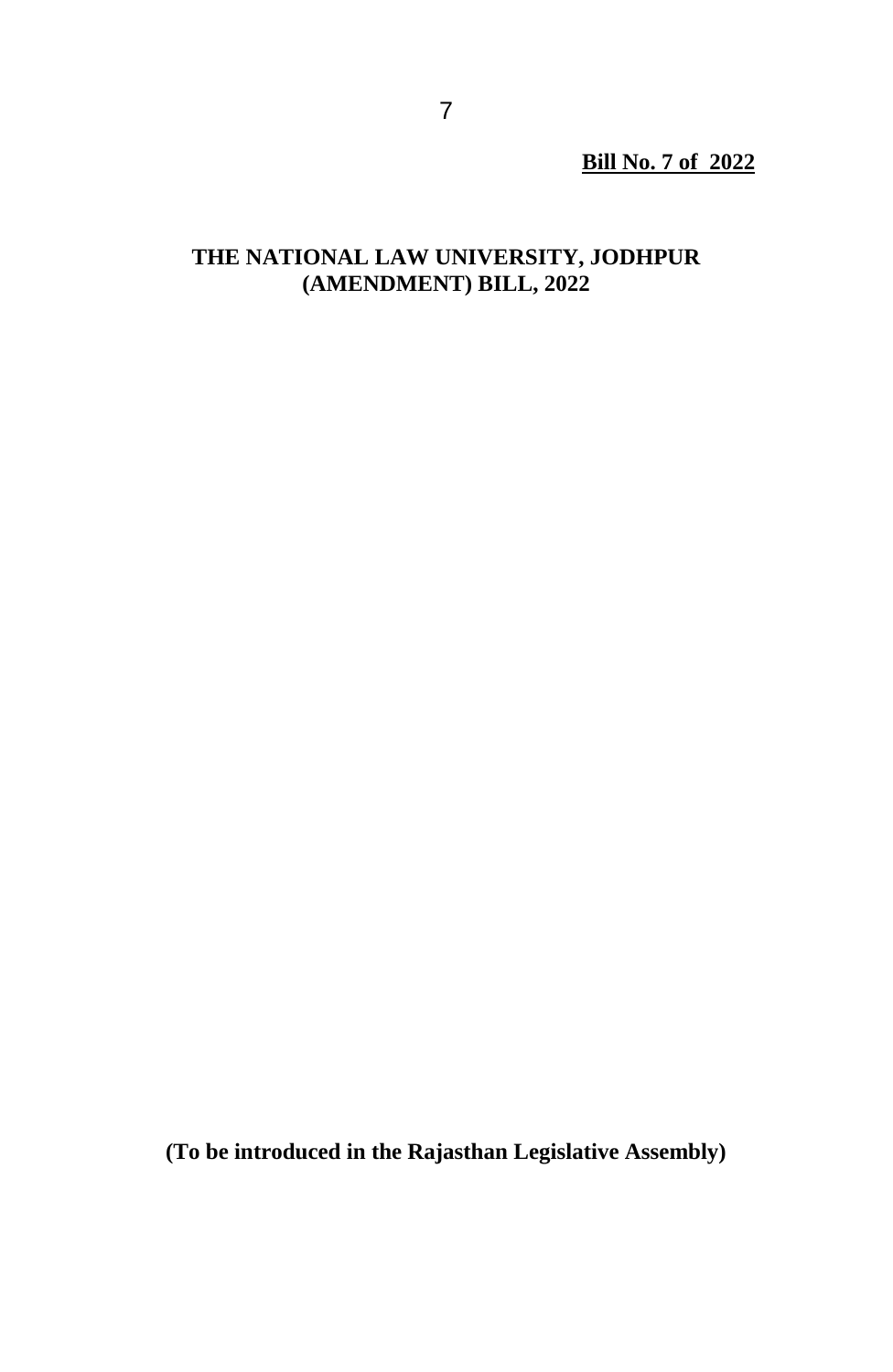**Bill No. 7 of 2022**

# THE NATIONAL LAW UNIVERSITY, JODHPUR (AMENDMENT) BILL, 2022

**(To be introduced in the Rajasthan Legislative Assembly)**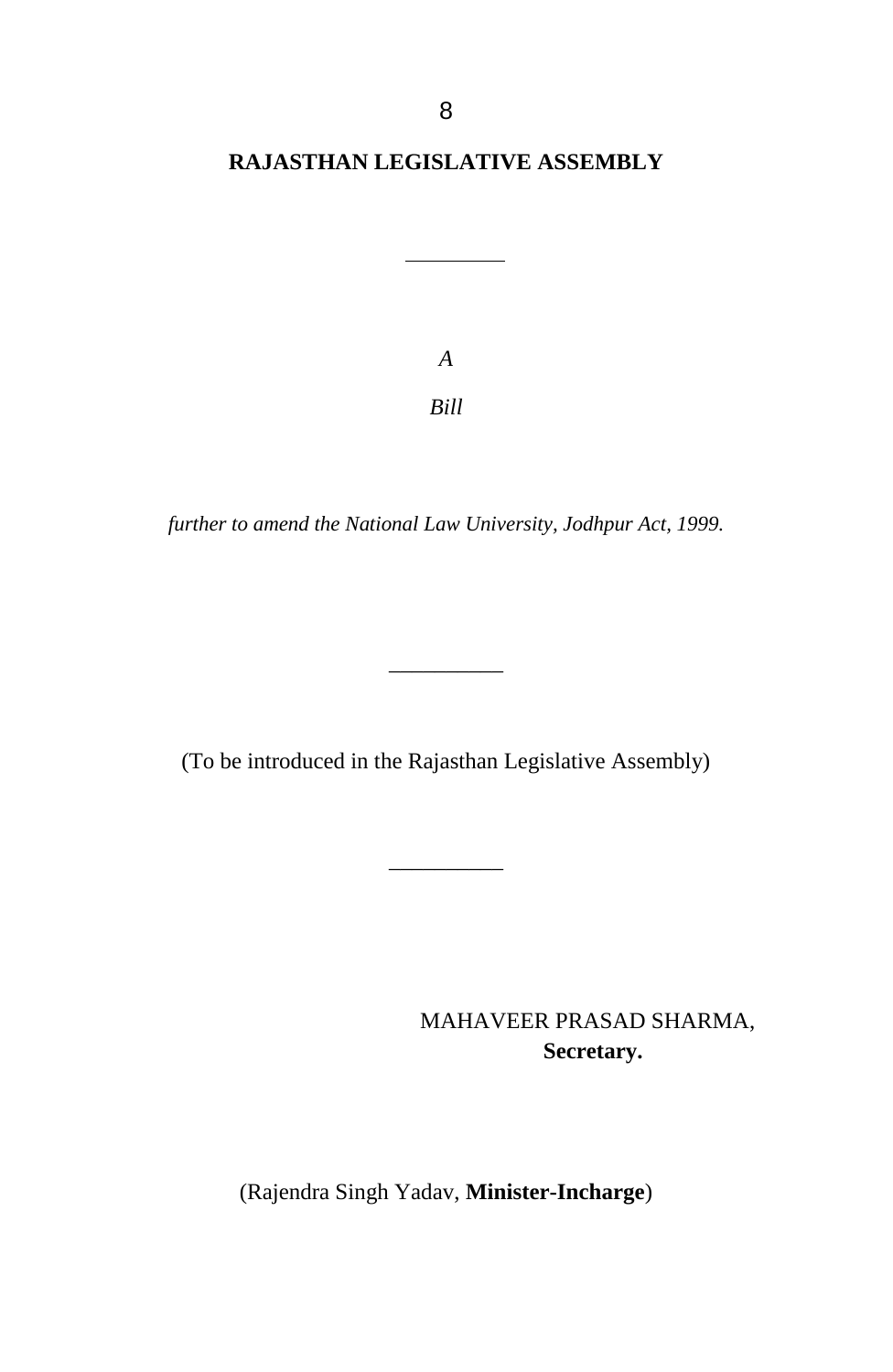**RAJASTHAN LEGISLATIVE ASSEMBLY**

---

*A*

*Bill*

*further to amend the National Law University, Jodhpur Act, 1999.*

---

(To be introduced in the Rajasthan Legislative Assembly)

---

MAHAVEER PRASAD SHARMA,
**Secretary.**

(Rajendra Singh Yadav, **Minister-Incharge**)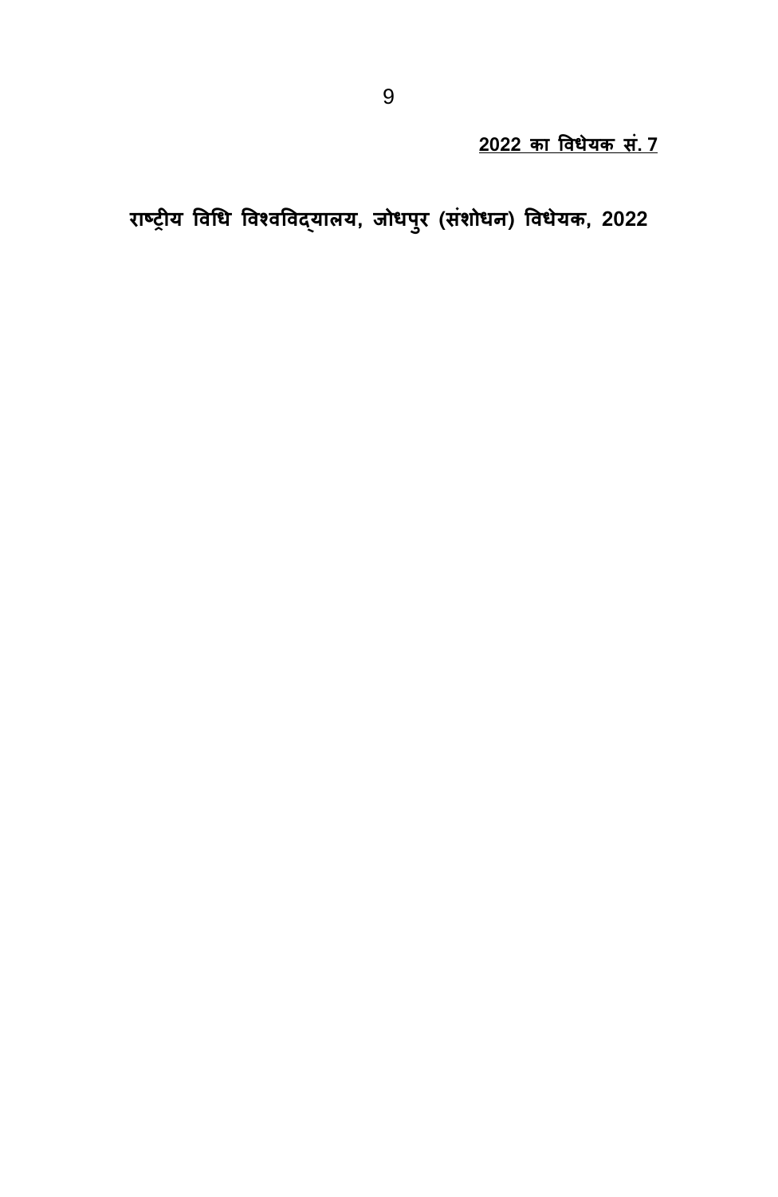**<u>2022 का विधेयक सं. 7</u>**

# राष्ट्रीय विधि विश्वविद्यालय, जोधपुर (संशोधन) विधेयक, 2022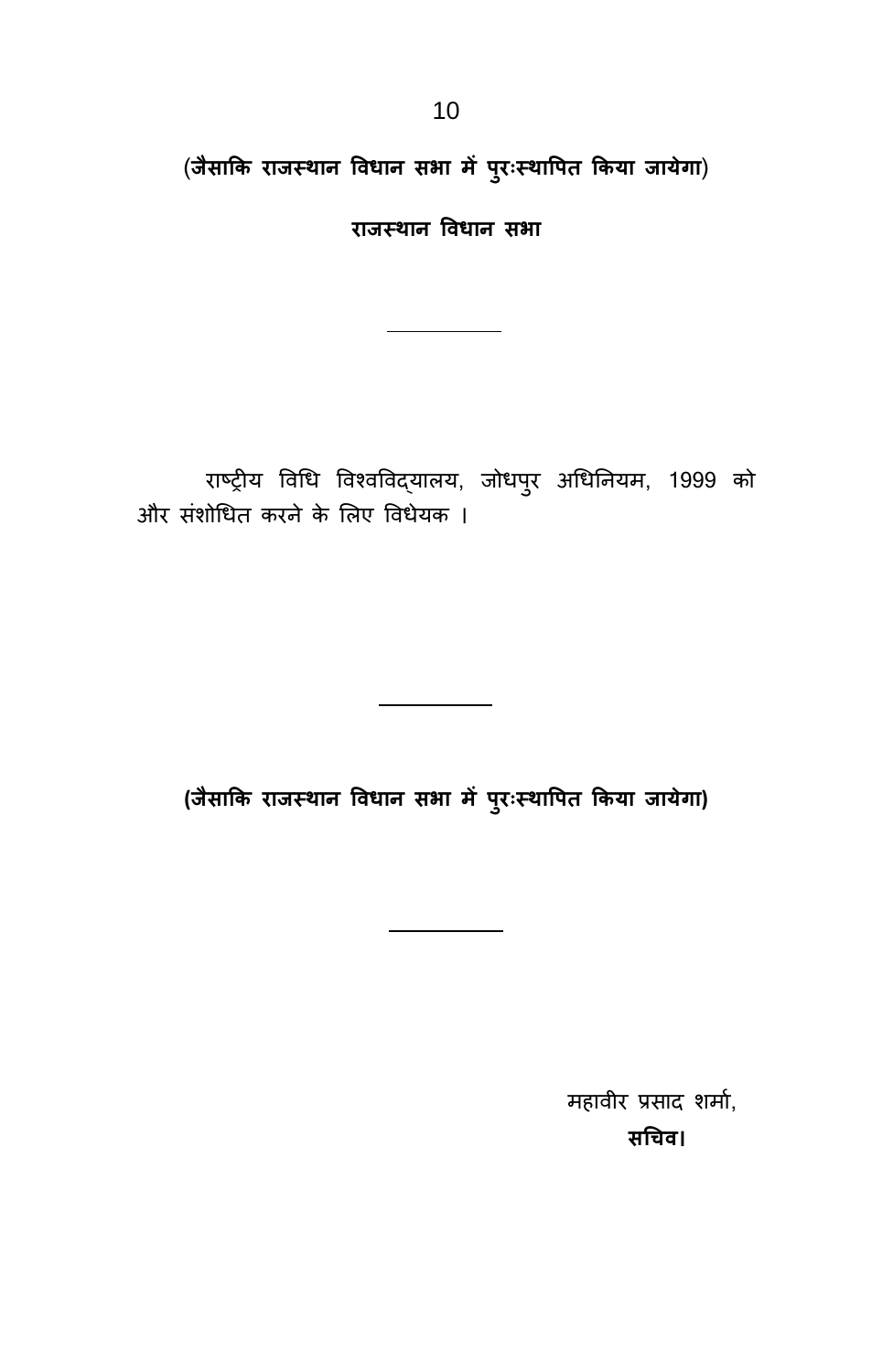**(जैसाकि राजस्थान विधान सभा में पुरःस्थापित किया जायेगा)**

**राजस्थान विधान सभा**

---

राष्ट्रीय विधि विश्वविद्यालय, जोधपुर अधिनियम, 1999 को और संशोधित करने के लिए विधेयक ।

---

**(जैसाकि राजस्थान विधान सभा में पुरःस्थापित किया जायेगा)**

---

महावीर प्रसाद शर्मा,
**सचिव।**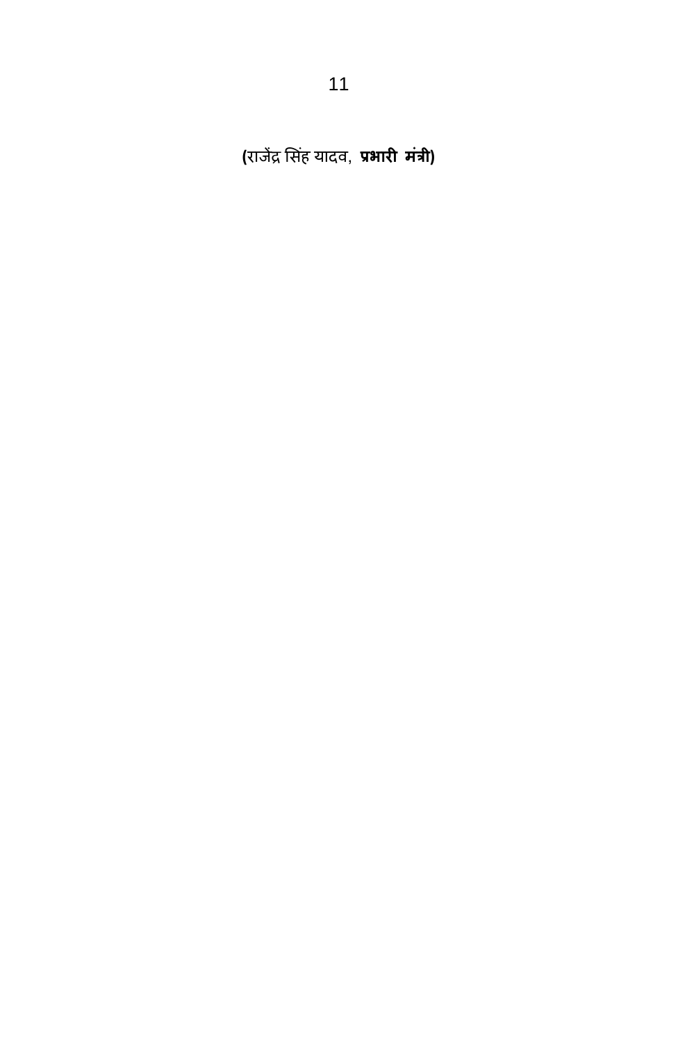**(**राजेंद्र सिंह यादव, **प्रभारी मंत्री)**